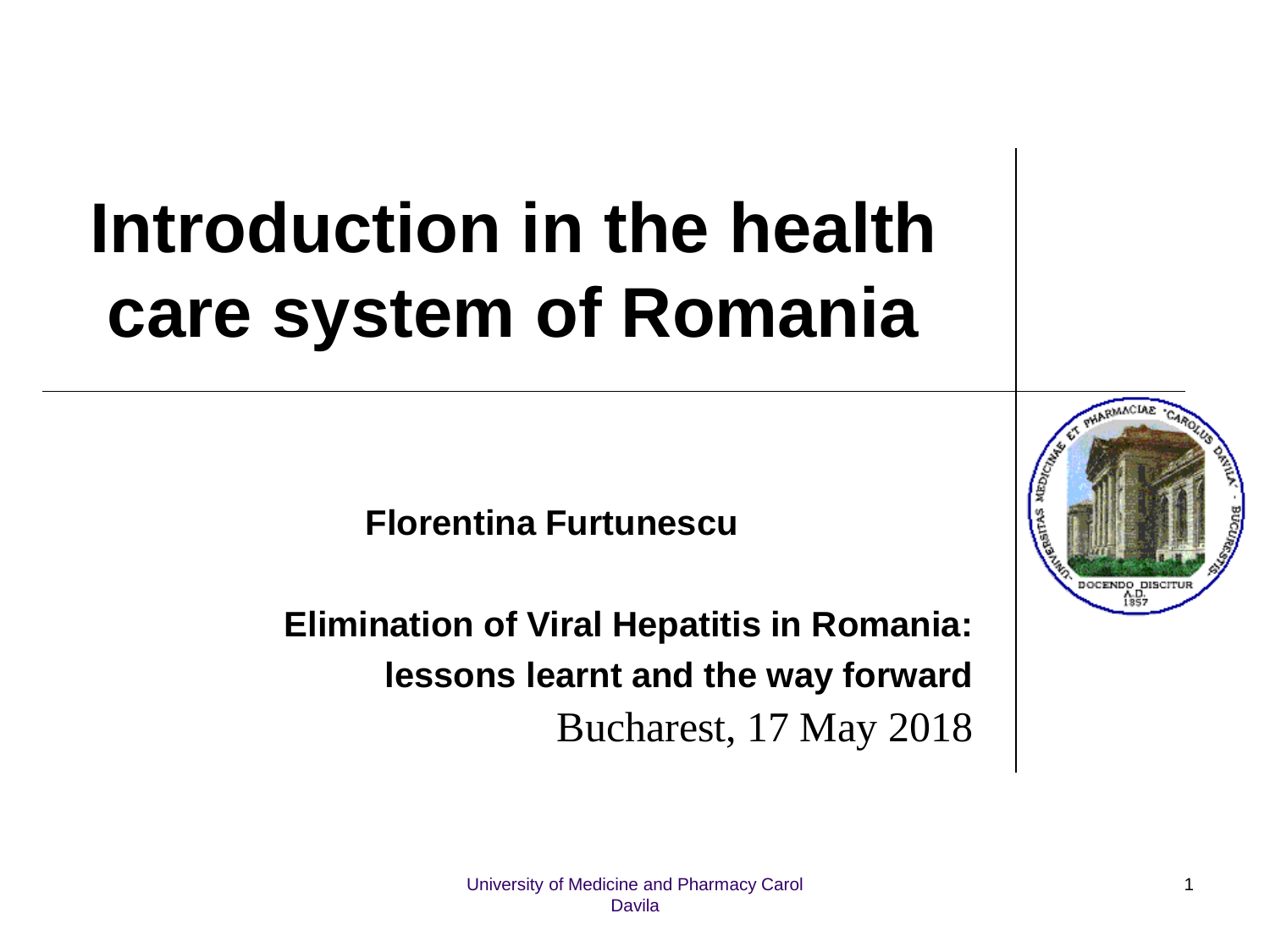# Introduction in the health care system of Romania

**Florentina Furtunescu**

**Elimination of Viral Hepatitis in Romania: lessons learnt and the way forward**

Bucharest, 17 May 2018

University of Medicine and Pharmacy Carol Davila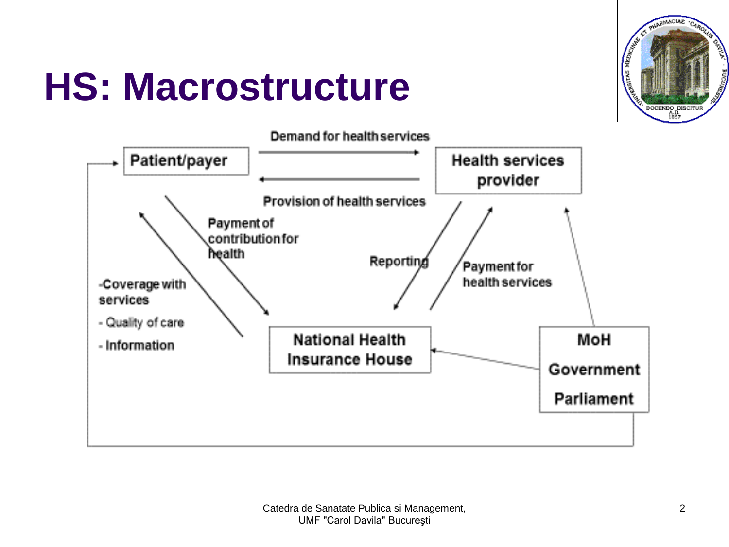# HS: Macrostructure

Patient/payer

Health services provider

Demand for health services

Provision of health services

Payment of contribution for health

-Coverage with services

- Quality of care

- Information

Reporting

Payment for health services

National Health Insurance House

MoH

Government

Parliament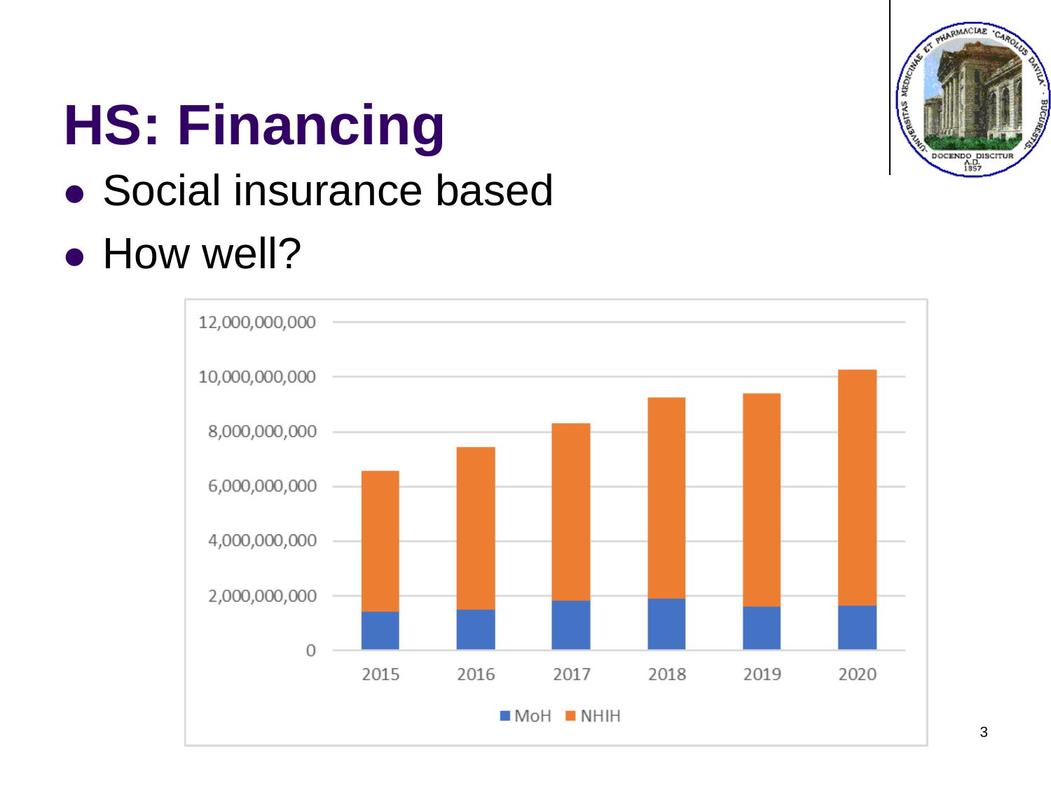# HS: Financing

- Social insurance based
- How well?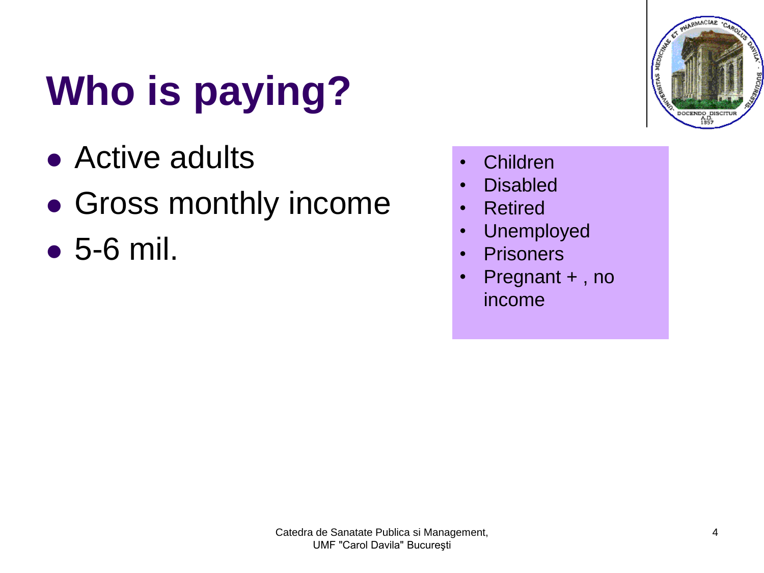# Who is paying?

- Active adults
- Gross monthly income
- 5-6 mil.

- Children
- Disabled
- Retired
- Unemployed
- Prisoners
- Pregnant + , no income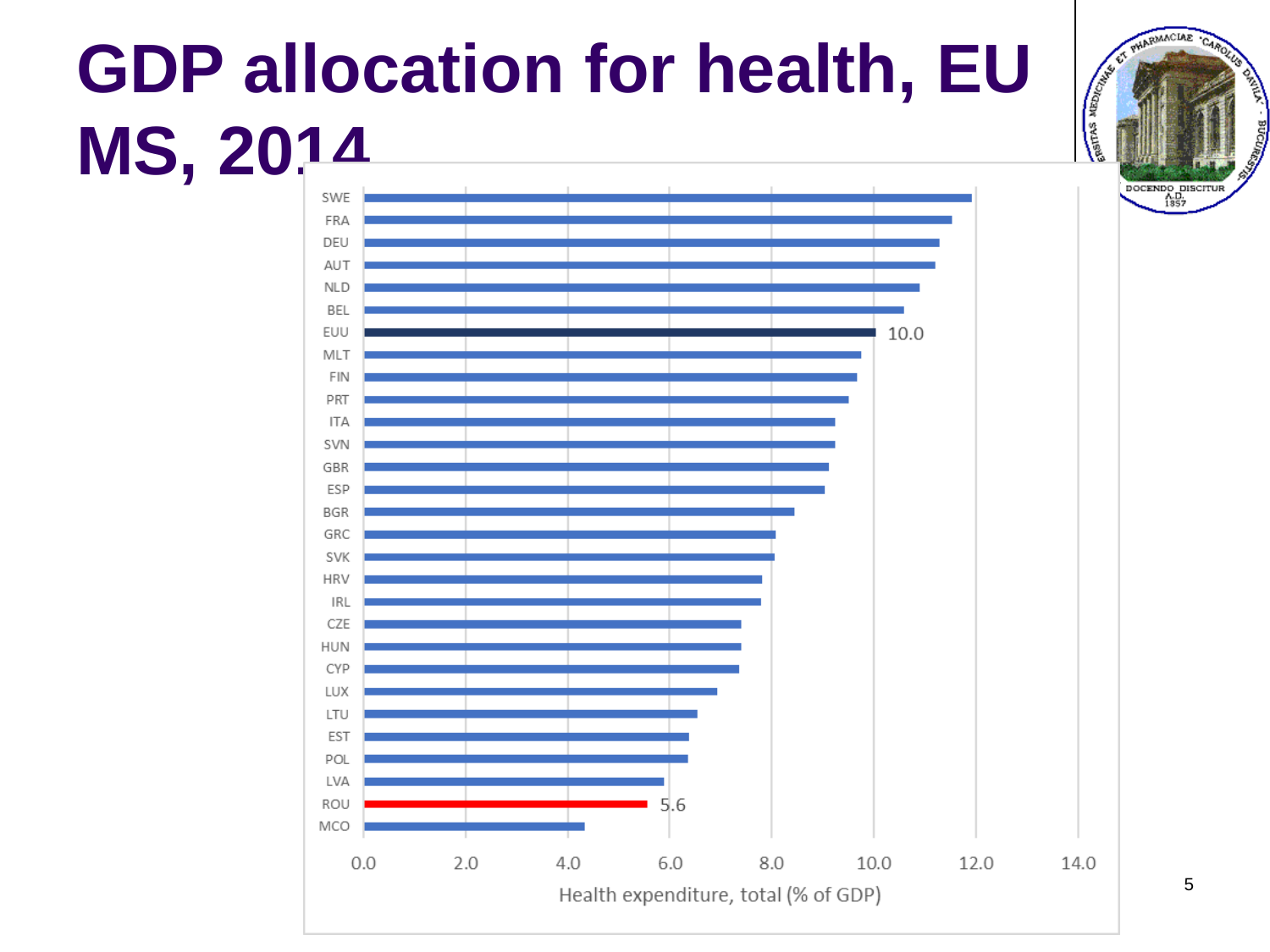# GDP allocation for health, EU MS, 2014

| Country | Health expenditure, total (% of GDP) |
|---|---|
| SWE | |
| FRA | |
| DEU | |
| AUT | |
| NLD | |
| BEL | |
| EUU | 10.0 |
| MLT | |
| FIN | |
| PRT | |
| ITA | |
| SVN | |
| GBR | |
| ESP | |
| BGR | |
| GRC | |
| SVK | |
| HRV | |
| IRL | |
| CZE | |
| HUN | |
| CYP | |
| LUX | |
| LTU | |
| EST | |
| POL | |
| LVA | |
| ROU | 5.6 |
| MCO | |

Axis: 0.0, 2.0, 4.0, 6.0, 8.0, 10.0, 12.0, 14.0

Health expenditure, total (% of GDP)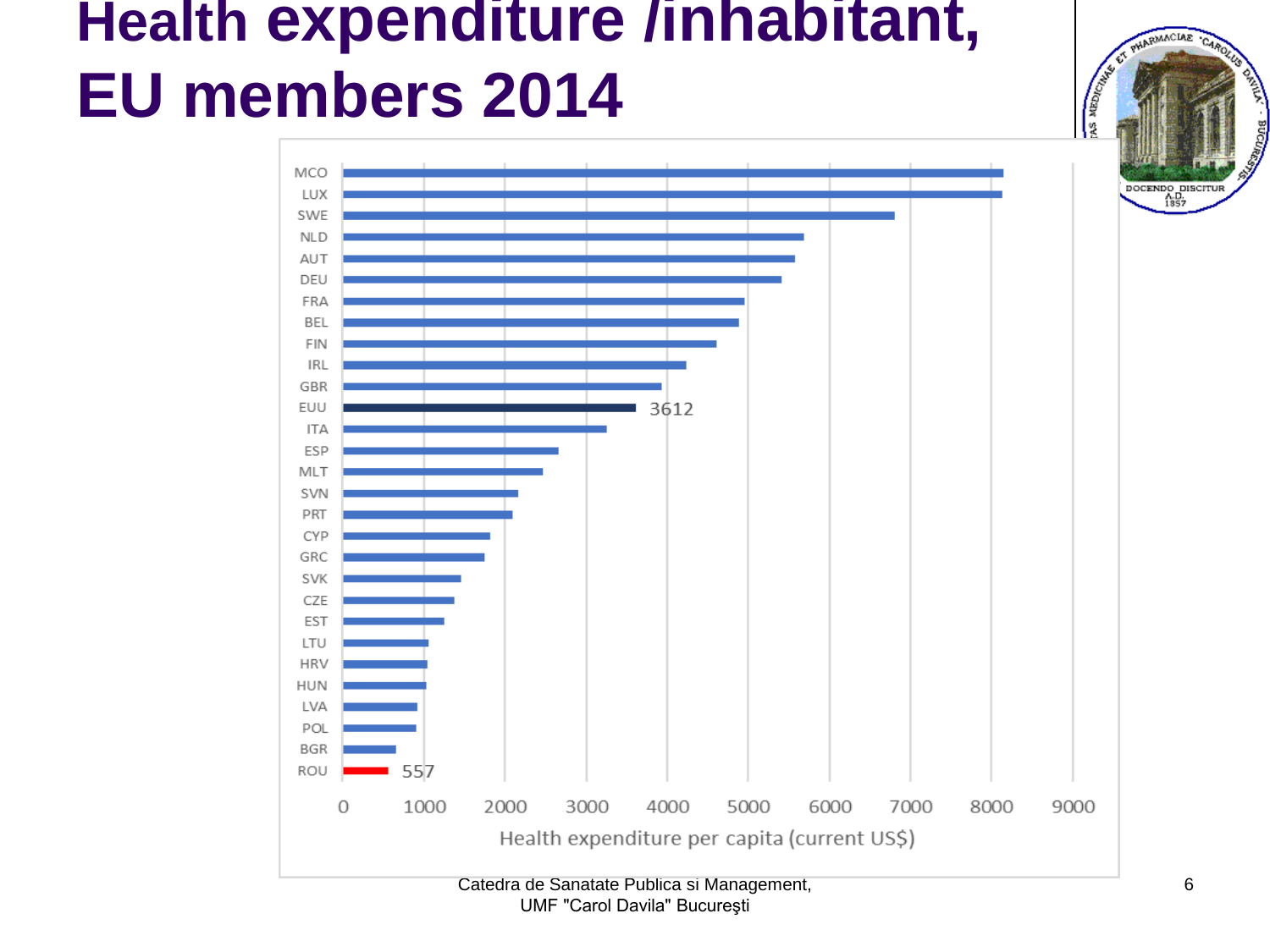# Health expenditure /inhabitant, EU members 2014

MCO
LUX
SWE
NLD
AUT
DEU
FRA
BEL
FIN
IRL
GBR
EUU 3612
ITA
ESP
MLT
SVN
PRT
CYP
GRC
SVK
CZE
EST
LTU
HRV
HUN
LVA
POL
BGR
ROU 557

0 1000 2000 3000 4000 5000 6000 7000 8000 9000

Health expenditure per capita (current US$)

Catedra de Sanatate Publica si Management,
UMF "Carol Davila" Bucureşti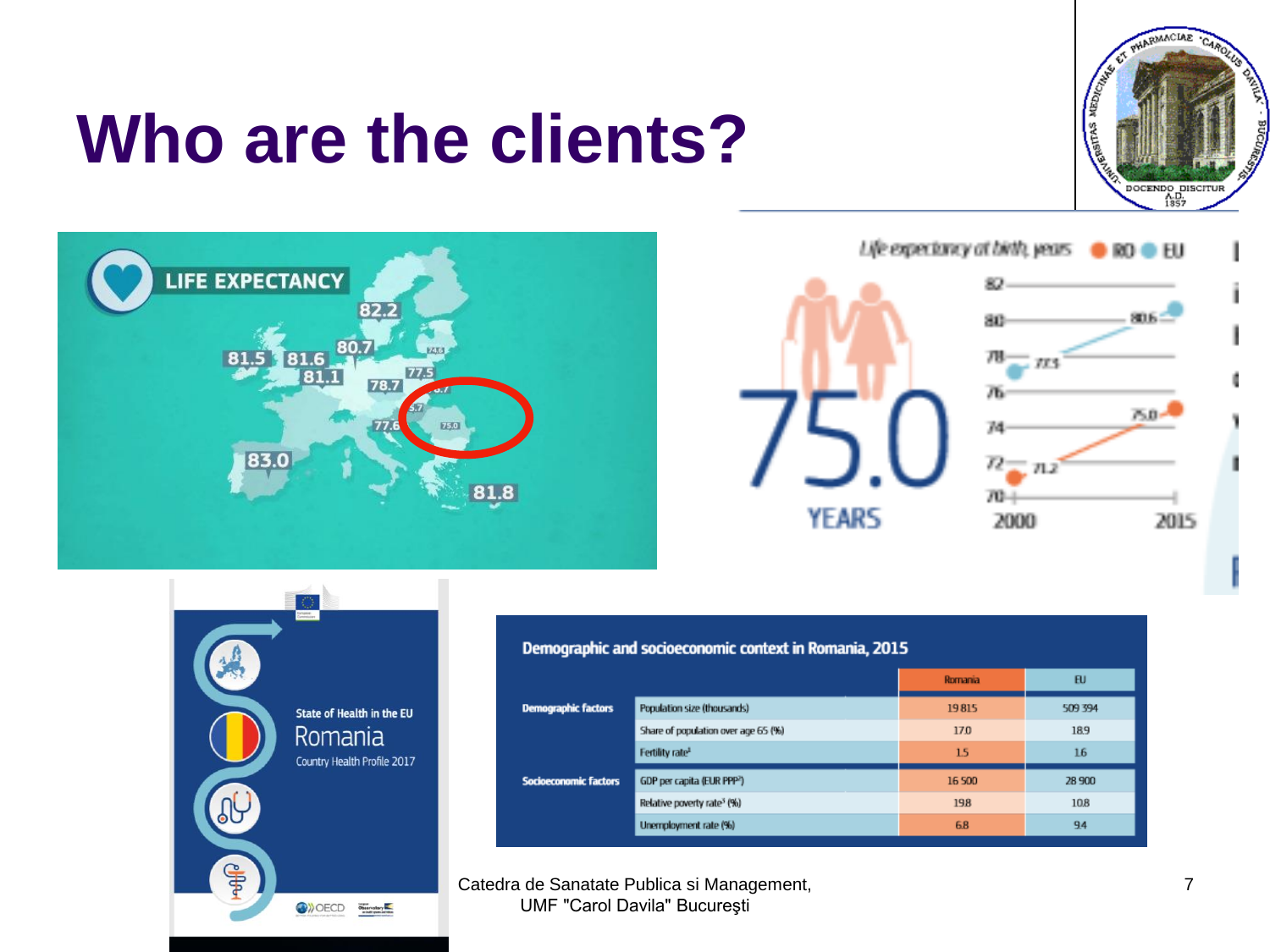# Who are the clients?

LIFE EXPECTANCY

Life expectancy at birth, years — RO — EU

75.0 YEARS

State of Health in the EU
Romania
Country Health Profile 2017

**Demographic and socioeconomic context in Romania, 2015**

| | | Romania | EU |
|---|---|---|---|
| Demographic factors | Population size (thousands) | 19 815 | 509 394 |
| | Share of population over age 65 (%) | 17.0 | 18.9 |
| | Fertility rate[1] | 1.5 | 1.6 |
| Socioeconomic factors | GDP per capita (EUR PPP[2]) | 16 500 | 28 900 |
| | Relative poverty rate[3] (%) | 19.8 | 10.8 |
| | Unemployment rate (%) | 6.8 | 9.4 |

Catedra de Sanatate Publica si Management, UMF "Carol Davila" Bucureşti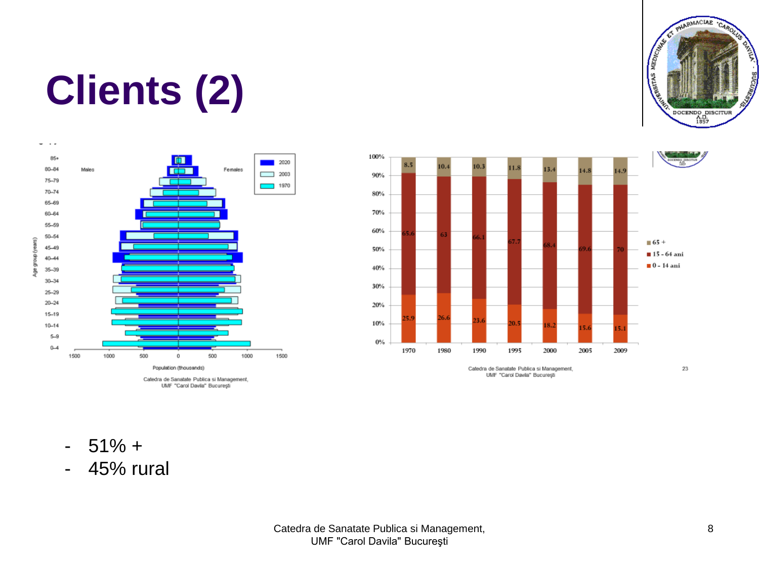# Clients (2)

- 51% +
- 45% rural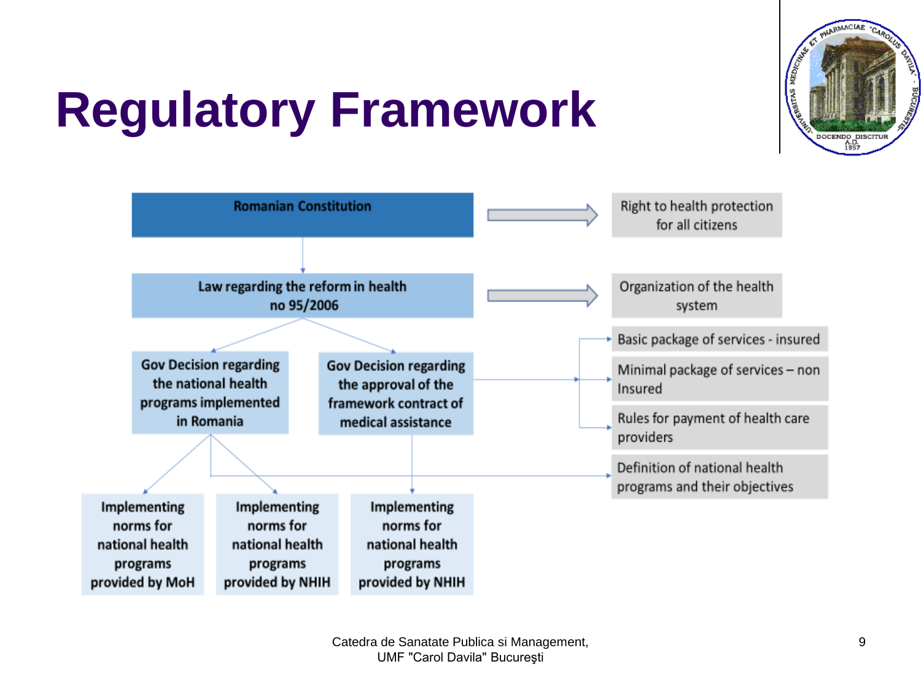# Regulatory Framework

- **Romanian Constitution** → Right to health protection for all citizens
  - **Law regarding the reform in health no 95/2006** → Organization of the health system
    - **Gov Decision regarding the national health programs implemented in Romania** → Definition of national health programs and their objectives
      - Implementing norms for national health programs provided by MoH
      - Implementing norms for national health programs provided by NHIH
    - **Gov Decision regarding the approval of the framework contract of medical assistance** → Basic package of services - insured; Minimal package of services – non Insured; Rules for payment of health care providers
      - Implementing norms for national health programs provided by NHIH

Catedra de Sanatate Publica si Management, UMF "Carol Davila" Bucureşti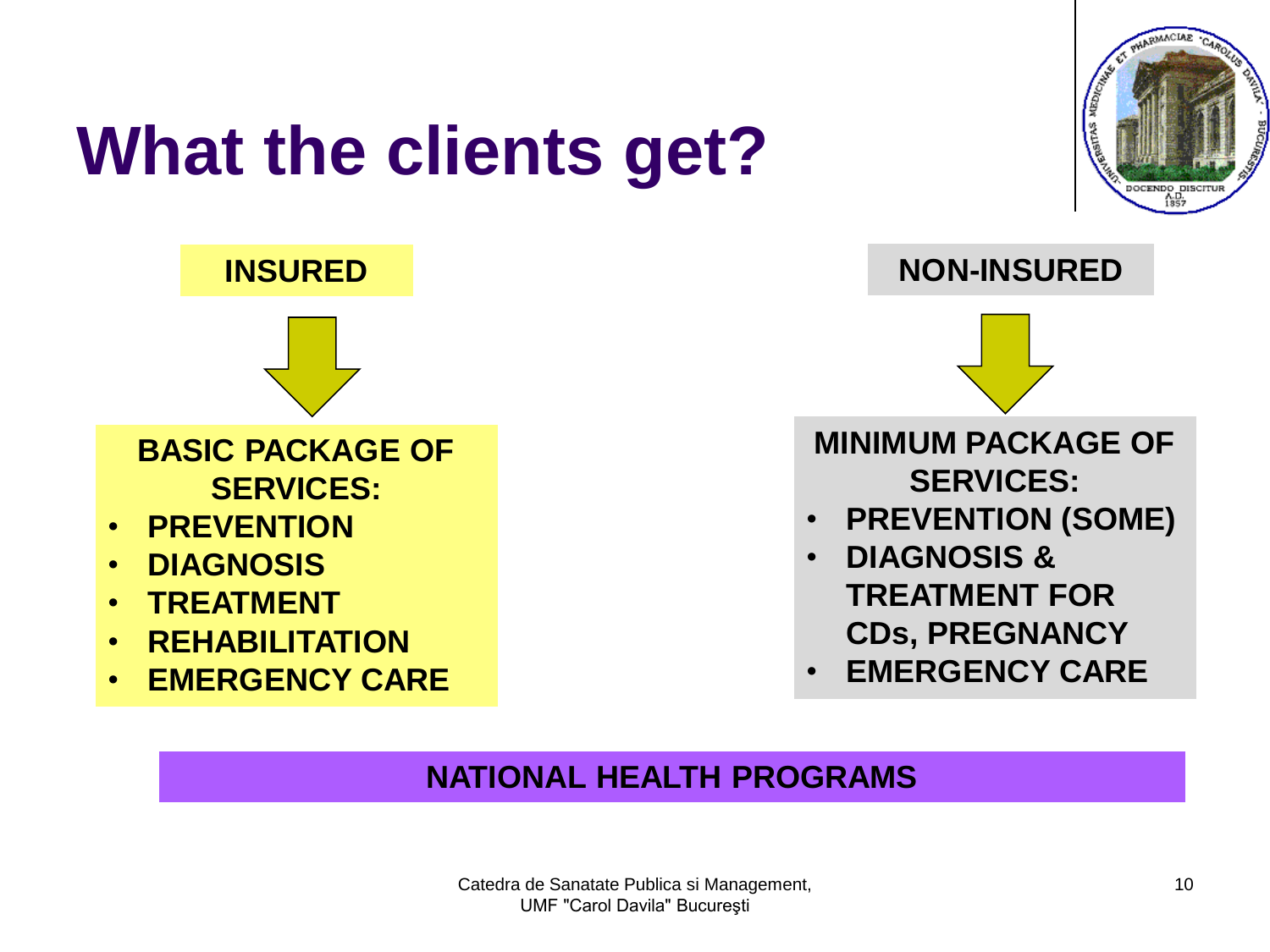# What the clients get?

**INSURED**

**BASIC PACKAGE OF SERVICES:**

- **PREVENTION**
- **DIAGNOSIS**
- **TREATMENT**
- **REHABILITATION**
- **EMERGENCY CARE**

**NON-INSURED**

**MINIMUM PACKAGE OF SERVICES:**

- **PREVENTION (SOME)**
- **DIAGNOSIS & TREATMENT FOR CDs, PREGNANCY**
- **EMERGENCY CARE**

**NATIONAL HEALTH PROGRAMS**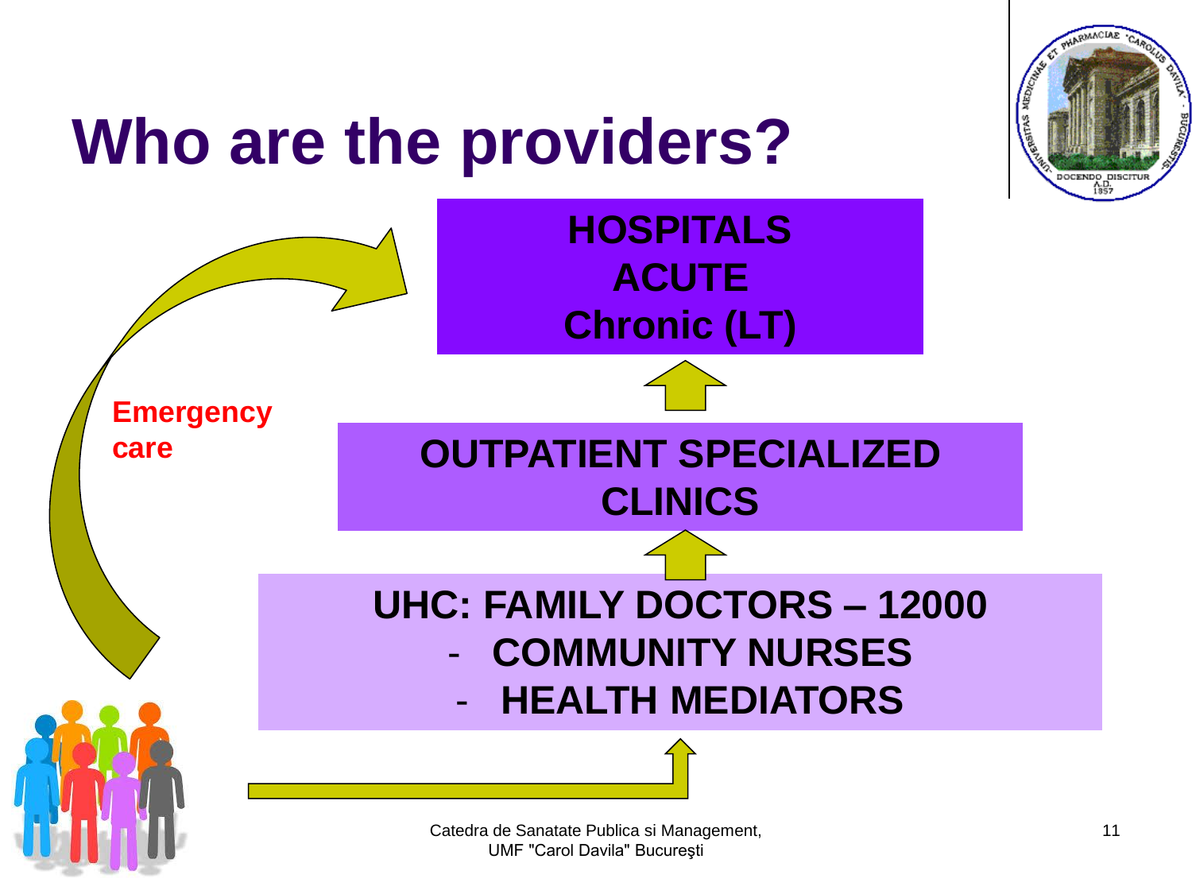# Who are the providers?

**HOSPITALS**
**ACUTE**
**Chronic (LT)**

**Emergency care**

**OUTPATIENT SPECIALIZED CLINICS**

**UHC: FAMILY DOCTORS – 12000**
- **COMMUNITY NURSES**
- **HEALTH MEDIATORS**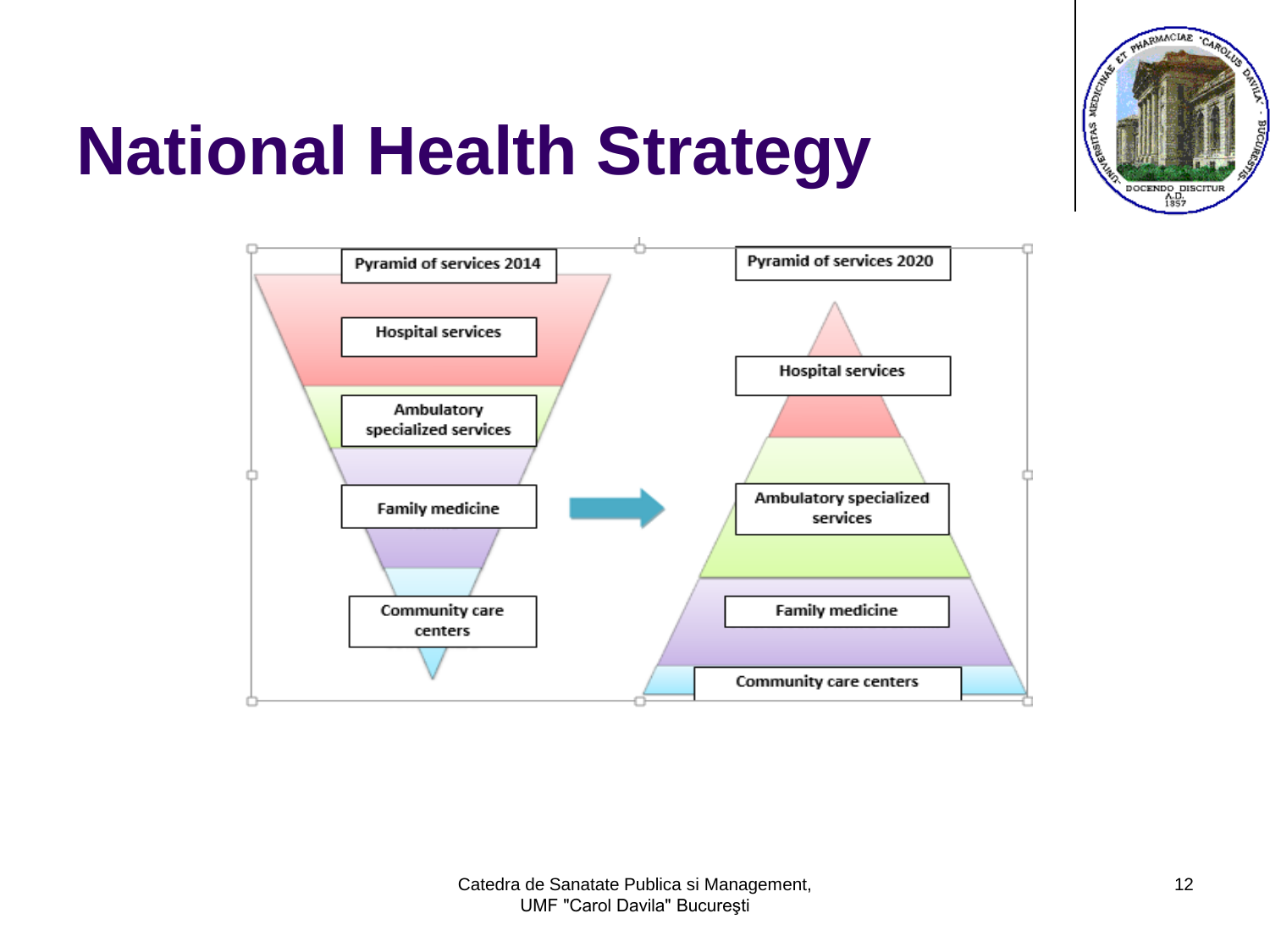# National Health Strategy

**Pyramid of services 2014**

- Hospital services
- Ambulatory specialized services
- Family medicine
- Community care centers

**Pyramid of services 2020**

- Hospital services
- Ambulatory specialized services
- Family medicine
- Community care centers

Catedra de Sanatate Publica si Management,
UMF "Carol Davila" Bucureşti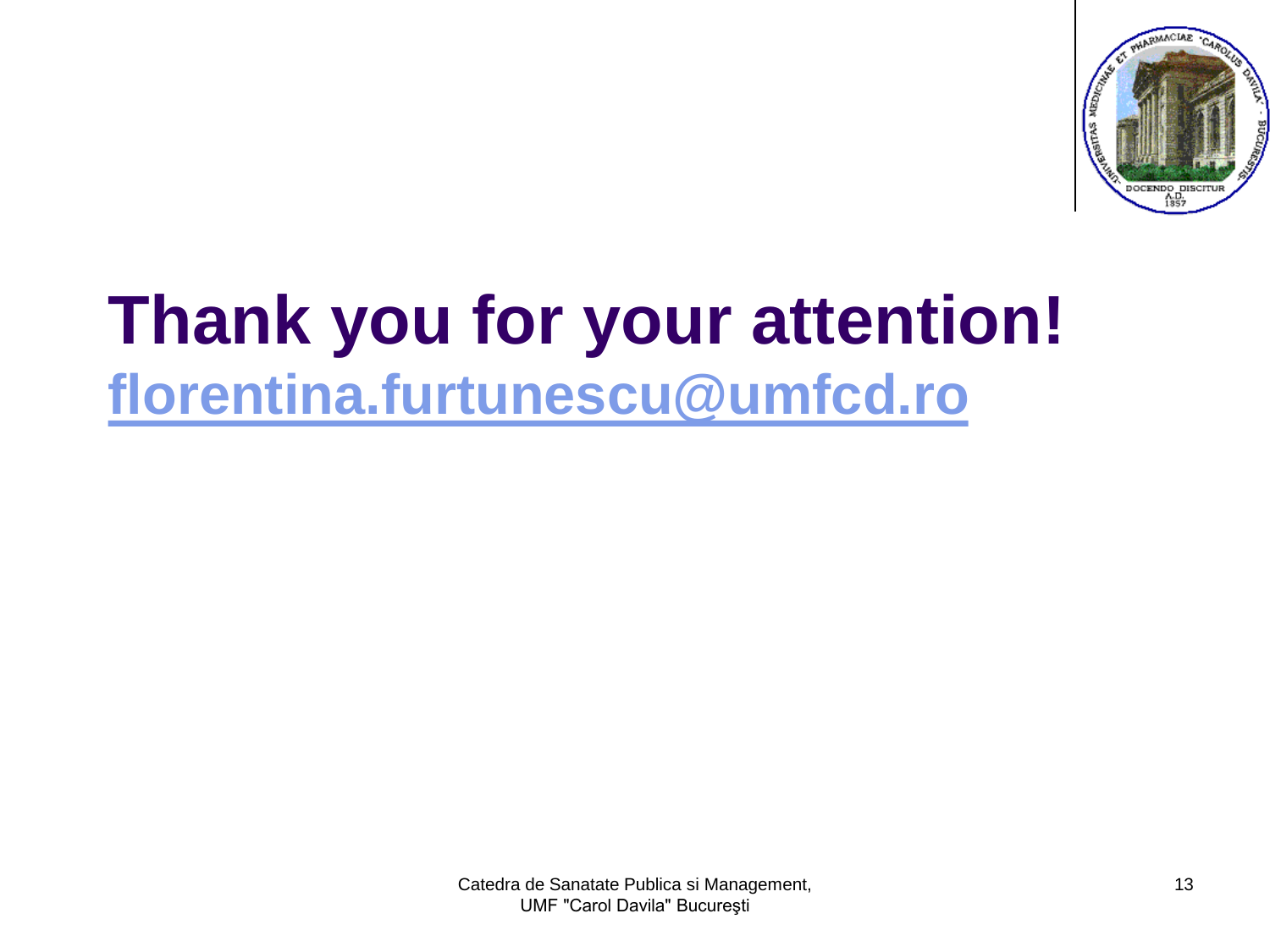# Thank you for your attention!

[florentina.furtunescu@umfcd.ro](mailto:florentina.furtunescu@umfcd.ro)